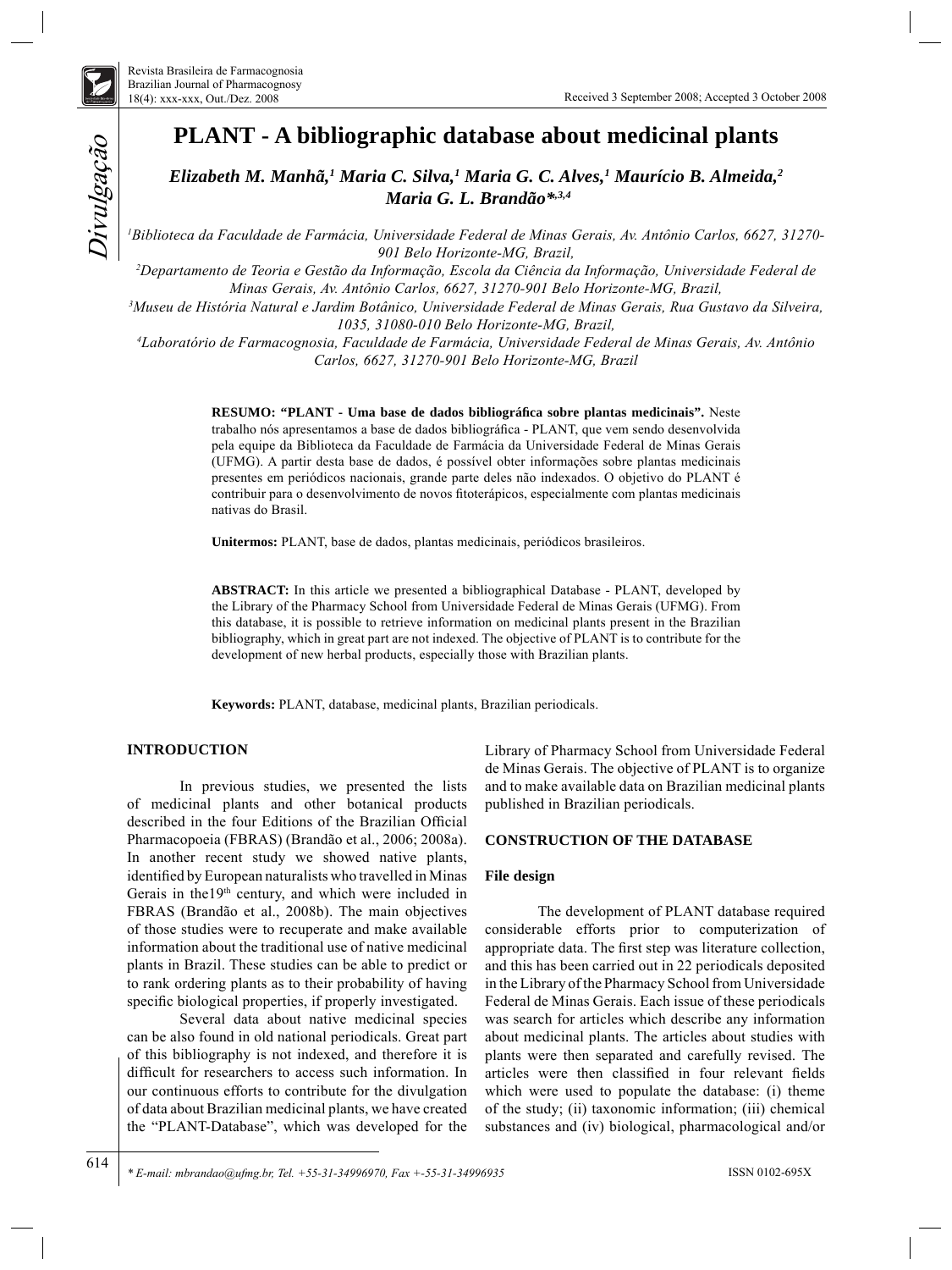# PLANT - A bibliographic database about medicinal plants

***Elizabeth M. Manhã,[1] Maria C. Silva,[1] Maria G. C. Alves,[1] Maurício B. Almeida,[2] Maria G. L. Brandão*,[3,4]***

*[1]Biblioteca da Faculdade de Farmácia, Universidade Federal de Minas Gerais, Av. Antônio Carlos, 6627, 31270-901 Belo Horizonte-MG, Brazil,*

*[2]Departamento de Teoria e Gestão da Informação, Escola da Ciência da Informação, Universidade Federal de Minas Gerais, Av. Antônio Carlos, 6627, 31270-901 Belo Horizonte-MG, Brazil,*

*[3]Museu de História Natural e Jardim Botânico, Universidade Federal de Minas Gerais, Rua Gustavo da Silveira, 1035, 31080-010 Belo Horizonte-MG, Brazil,*

*[4]Laboratório de Farmacognosia, Faculdade de Farmácia, Universidade Federal de Minas Gerais, Av. Antônio Carlos, 6627, 31270-901 Belo Horizonte-MG, Brazil*

Received 3 September 2008; Accepted 3 October 2008

**RESUMO: "PLANT - Uma base de dados bibliográfica sobre plantas medicinais".** Neste trabalho nós apresentamos a base de dados bibliográfica - PLANT, que vem sendo desenvolvida pela equipe da Biblioteca da Faculdade de Farmácia da Universidade Federal de Minas Gerais (UFMG). A partir desta base de dados, é possível obter informações sobre plantas medicinais presentes em periódicos nacionais, grande parte deles não indexados. O objetivo do PLANT é contribuir para o desenvolvimento de novos fitoterápicos, especialmente com plantas medicinais nativas do Brasil.

**Unitermos:** PLANT, base de dados, plantas medicinais, periódicos brasileiros.

**ABSTRACT:** In this article we presented a bibliographical Database - PLANT, developed by the Library of the Pharmacy School from Universidade Federal de Minas Gerais (UFMG). From this database, it is possible to retrieve information on medicinal plants present in the Brazilian bibliography, which in great part are not indexed. The objective of PLANT is to contribute for the development of new herbal products, especially those with Brazilian plants.

**Keywords:** PLANT, database, medicinal plants, Brazilian periodicals.

## INTRODUCTION

In previous studies, we presented the lists of medicinal plants and other botanical products described in the four Editions of the Brazilian Official Pharmacopoeia (FBRAS) (Brandão et al., 2006; 2008a). In another recent study we showed native plants, identified by European naturalists who travelled in Minas Gerais in the19th century, and which were included in FBRAS (Brandão et al., 2008b). The main objectives of those studies were to recuperate and make available information about the traditional use of native medicinal plants in Brazil. These studies can be able to predict or to rank ordering plants as to their probability of having specific biological properties, if properly investigated.

Several data about native medicinal species can be also found in old national periodicals. Great part of this bibliography is not indexed, and therefore it is difficult for researchers to access such information. In our continuous efforts to contribute for the divulgation of data about Brazilian medicinal plants, we have created the "PLANT-Database", which was developed for the Library of Pharmacy School from Universidade Federal de Minas Gerais. The objective of PLANT is to organize and to make available data on Brazilian medicinal plants published in Brazilian periodicals.

## CONSTRUCTION OF THE DATABASE

### File design

The development of PLANT database required considerable efforts prior to computerization of appropriate data. The first step was literature collection, and this has been carried out in 22 periodicals deposited in the Library of the Pharmacy School from Universidade Federal de Minas Gerais. Each issue of these periodicals was search for articles which describe any information about medicinal plants. The articles about studies with plants were then separated and carefully revised. The articles were then classified in four relevant fields which were used to populate the database: (i) theme of the study; (ii) taxonomic information; (iii) chemical substances and (iv) biological, pharmacological and/or

\* E-mail: mbrandao@ufmg.br, Tel. +55-31-34996970, Fax +-55-31-34996935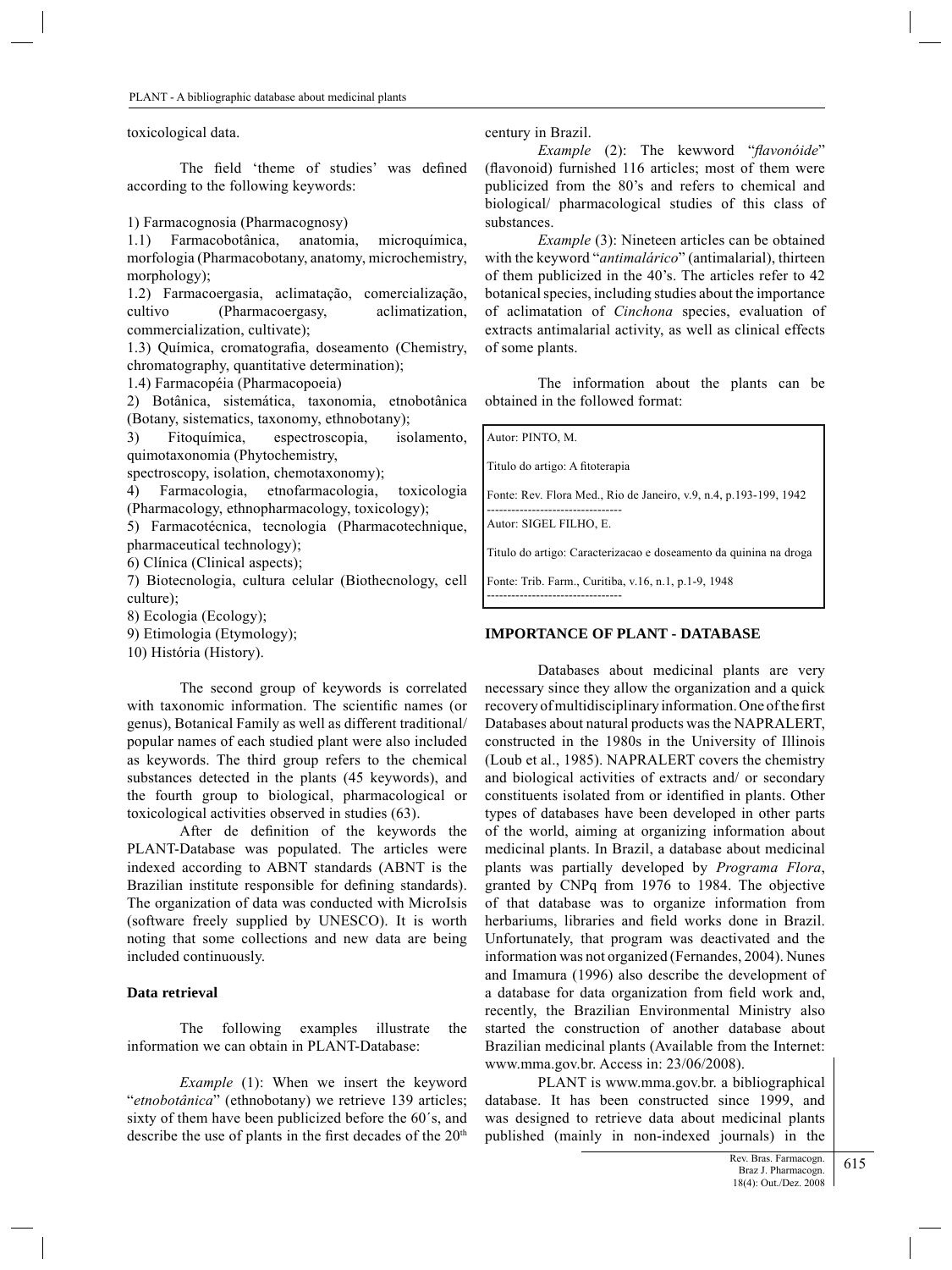toxicological data.

The field 'theme of studies' was defined according to the following keywords:

1) Farmacognosia (Pharmacognosy)
1.1) Farmacobotânica, anatomia, microquímica, morfologia (Pharmacobotany, anatomy, microchemistry, morphology);
1.2) Farmacoergasia, aclimatação, comercialização, cultivo (Pharmacoergasy, aclimatization, commercialization, cultivate);
1.3) Química, cromatografia, doseamento (Chemistry, chromatography, quantitative determination);
1.4) Farmacopéia (Pharmacopoeia)
2) Botânica, sistemática, taxonomia, etnobotânica (Botany, sistematics, taxonomy, ethnobotany);
3) Fitoquímica, espectroscopia, isolamento, quimotaxonomia (Phytochemistry, spectroscopy, isolation, chemotaxonomy);
4) Farmacologia, etnofarmacologia, toxicologia (Pharmacology, ethnopharmacology, toxicology);
5) Farmacotécnica, tecnologia (Pharmacotechnique, pharmaceutical technology);
6) Clínica (Clinical aspects);
7) Biotecnologia, cultura celular (Biothecnology, cell culture);
8) Ecologia (Ecology);
9) Etimologia (Etymology);
10) História (History).

The second group of keywords is correlated with taxonomic information. The scientific names (or genus), Botanical Family as well as different traditional/ popular names of each studied plant were also included as keywords. The third group refers to the chemical substances detected in the plants (45 keywords), and the fourth group to biological, pharmacological or toxicological activities observed in studies (63).

After de definition of the keywords the PLANT-Database was populated. The articles were indexed according to ABNT standards (ABNT is the Brazilian institute responsible for defining standards). The organization of data was conducted with MicroIsis (software freely supplied by UNESCO). It is worth noting that some collections and new data are being included continuously.

### Data retrieval

The following examples illustrate the information we can obtain in PLANT-Database:

*Example* (1): When we insert the keyword "*etnobotânica*" (ethnobotany) we retrieve 139 articles; sixty of them have been publicized before the 60´s, and describe the use of plants in the first decades of the 20[th] century in Brazil.

*Example* (2): The kewword "*flavonóide*" (flavonoid) furnished 116 articles; most of them were publicized from the 80's and refers to chemical and biological/ pharmacological studies of this class of substances.

*Example* (3): Nineteen articles can be obtained with the keyword "*antimalárico*" (antimalarial), thirteen of them publicized in the 40's. The articles refer to 42 botanical species, including studies about the importance of aclimatation of *Cinchona* species, evaluation of extracts antimalarial activity, as well as clinical effects of some plants.

The information about the plants can be obtained in the followed format:

```
Autor: PINTO, M.

Titulo do artigo: A fitoterapia

Fonte: Rev. Flora Med., Rio de Janeiro, v.9, n.4, p.193-199, 1942
---------------------------------
Autor: SIGEL FILHO, E.

Titulo do artigo: Caracterizacao e doseamento da quinina na droga

Fonte: Trib. Farm., Curitiba, v.16, n.1, p.1-9, 1948
---------------------------------
```

### IMPORTANCE OF PLANT - DATABASE

Databases about medicinal plants are very necessary since they allow the organization and a quick recovery of multidisciplinary information. One of the first Databases about natural products was the NAPRALERT, constructed in the 1980s in the University of Illinois (Loub et al., 1985). NAPRALERT covers the chemistry and biological activities of extracts and/ or secondary constituents isolated from or identified in plants. Other types of databases have been developed in other parts of the world, aiming at organizing information about medicinal plants. In Brazil, a database about medicinal plants was partially developed by *Programa Flora*, granted by CNPq from 1976 to 1984. The objective of that database was to organize information from herbariums, libraries and field works done in Brazil. Unfortunately, that program was deactivated and the information was not organized (Fernandes, 2004). Nunes and Imamura (1996) also describe the development of a database for data organization from field work and, recently, the Brazilian Environmental Ministry also started the construction of another database about Brazilian medicinal plants (Available from the Internet: www.mma.gov.br. Access in: 23/06/2008).

PLANT is www.mma.gov.br. a bibliographical database. It has been constructed since 1999, and was designed to retrieve data about medicinal plants published (mainly in non-indexed journals) in the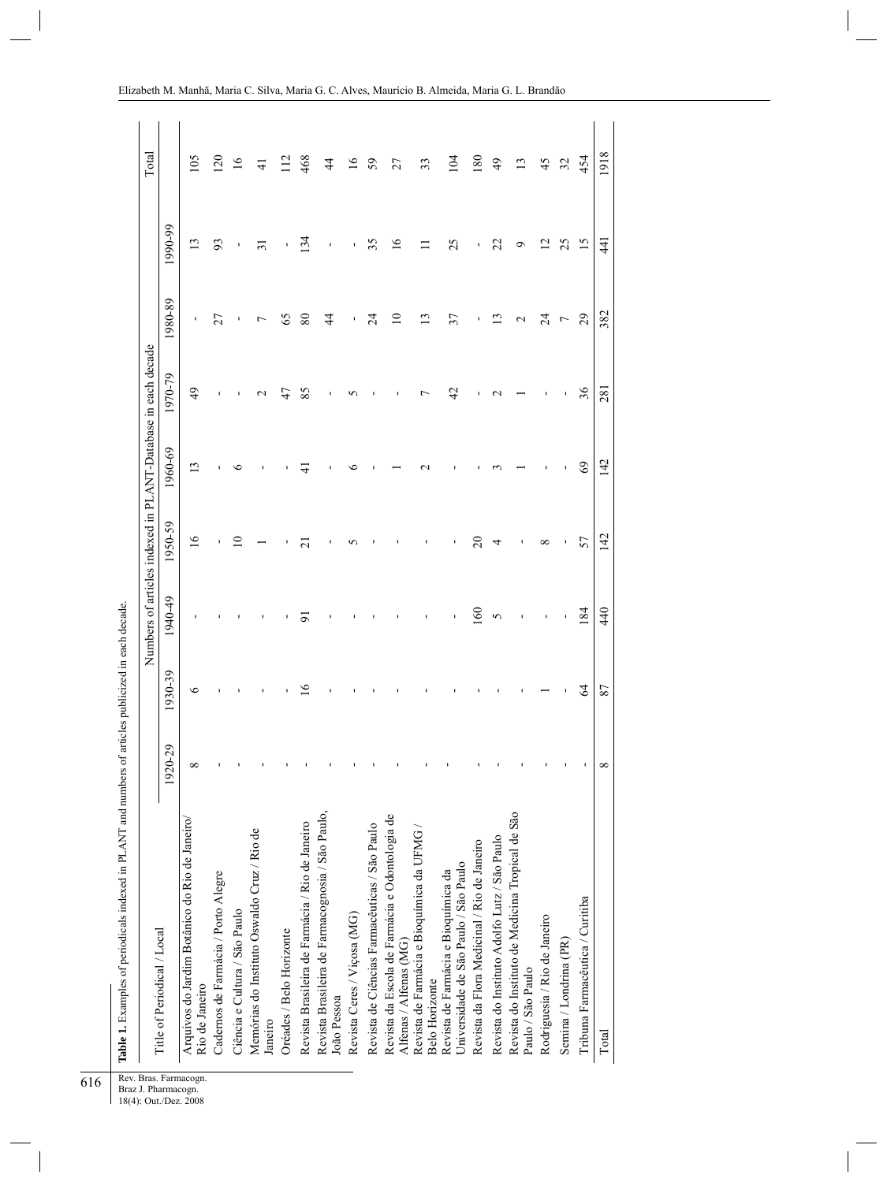**Table 1.** Examples of periodicals indexed in PLANT and numbers of articles publicized in each decade.

| Title of Periodical / Local | Numbers of articles indexed in PLANT-Database in each decade | | | | | | | | | Total |
|---|---|---|---|---|---|---|---|---|---|---|
| | 1920-29 | 1930-39 | 1940-49 | 1950-59 | 1960-69 | 1970-79 | 1980-89 | 1990-99 | | |
| Arquivos do Jardim Botânico do Rio de Janeiro/ Rio de Janeiro | 8 | 6 | - | 16 | 13 | 49 | - | 13 | | 105 |
| Cadernos de Farmácia / Porto Alegre | - | - | - | - | - | - | 27 | 93 | | 120 |
| Ciência e Cultura / São Paulo | - | - | - | 10 | 6 | - | - | - | | 16 |
| Memórias do Instituto Oswaldo Cruz / Rio de Janeiro | - | - | - | 1 | - | 2 | 7 | 31 | | 41 |
| Oréades / Belo Horizonte | - | - | - | - | - | 47 | 65 | - | | 112 |
| Revista Brasileira de Farmácia / Rio de Janeiro | - | 16 | 91 | 21 | 41 | 85 | 80 | 134 | | 468 |
| Revista Brasileira de Farmacognosia / São Paulo, João Pessoa | - | - | - | - | - | - | 44 | - | | 44 |
| Revista Ceres / Viçosa (MG) | - | - | - | 5 | 6 | 5 | - | - | | 16 |
| Revista de Ciências Farmacêuticas / São Paulo | - | - | - | - | - | - | 24 | 35 | | 59 |
| Revista da Escola de Farmácia e Odontologia de Alfenas / Alfenas (MG) | - | - | - | - | 1 | - | 10 | 16 | | 27 |
| Revista de Farmácia e Bioquímica da UFMG / Belo Horizonte | - | - | - | - | 2 | 7 | 13 | 11 | | 33 |
| Revista de Farmácia e Bioquímica da Universidade de São Paulo / São Paulo | - | - | - | - | - | 42 | 37 | 25 | | 104 |
| Revista da Flora Medicinal / Rio de Janeiro | - | - | 160 | 20 | - | - | - | - | | 180 |
| Revista do Instituto Adolfo Lutz / São Paulo | - | - | 5 | 4 | 3 | 2 | 13 | 22 | | 49 |
| Revista do Instituto de Medicina Tropical de São Paulo / São Paulo | - | - | - | - | 1 | 1 | 2 | 9 | | 13 |
| Rodriguesia / Rio de Janeiro | - | 1 | - | 8 | - | - | 24 | 12 | | 45 |
| Semina / Londrina (PR) | - | - | - | - | - | - | 7 | 25 | | 32 |
| Tribuna Farmacêutica / Curitiba | - | 64 | 184 | 57 | 69 | 36 | 29 | 15 | | 454 |
| Total | 8 | 87 | 440 | 142 | 142 | 281 | 382 | 441 | | 1918 |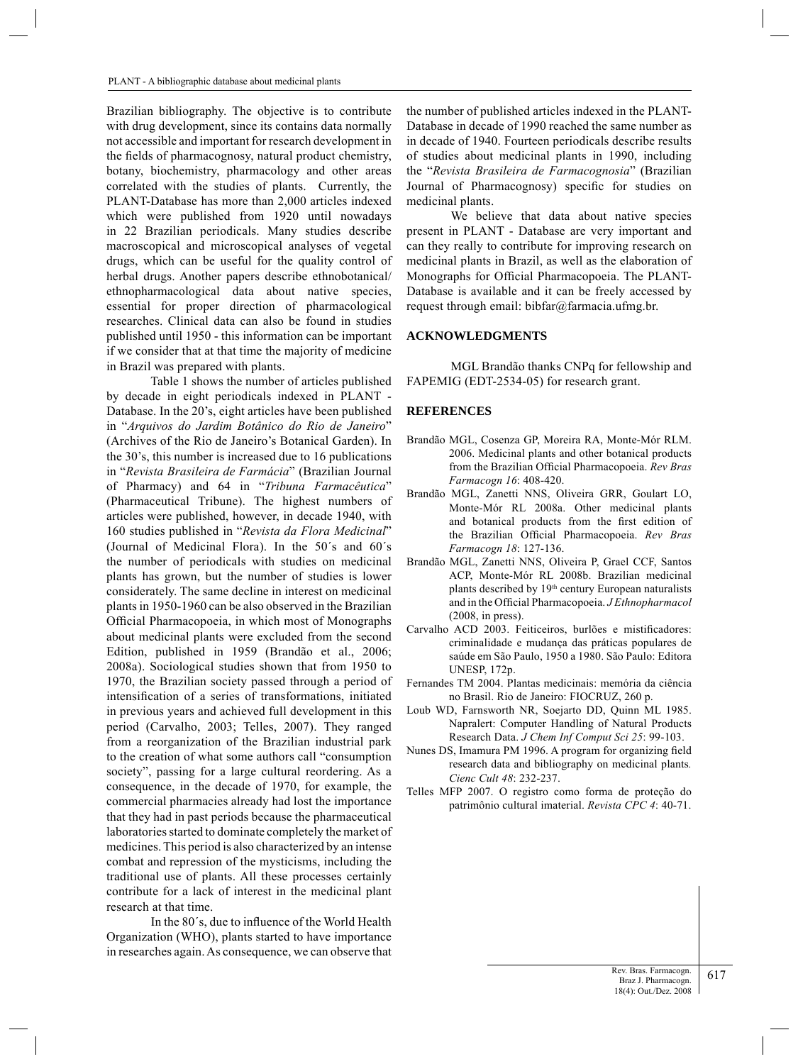Brazilian bibliography. The objective is to contribute with drug development, since its contains data normally not accessible and important for research development in the fields of pharmacognosy, natural product chemistry, botany, biochemistry, pharmacology and other areas correlated with the studies of plants. Currently, the PLANT-Database has more than 2,000 articles indexed which were published from 1920 until nowadays in 22 Brazilian periodicals. Many studies describe macroscopical and microscopical analyses of vegetal drugs, which can be useful for the quality control of herbal drugs. Another papers describe ethnobotanical/ethnopharmacological data about native species, essential for proper direction of pharmacological researches. Clinical data can also be found in studies published until 1950 - this information can be important if we consider that at that time the majority of medicine in Brazil was prepared with plants.

Table 1 shows the number of articles published by decade in eight periodicals indexed in PLANT - Database. In the 20's, eight articles have been published in "*Arquivos do Jardim Botânico do Rio de Janeiro*" (Archives of the Rio de Janeiro's Botanical Garden). In the 30's, this number is increased due to 16 publications in "*Revista Brasileira de Farmácia*" (Brazilian Journal of Pharmacy) and 64 in "*Tribuna Farmacêutica*" (Pharmaceutical Tribune). The highest numbers of articles were published, however, in decade 1940, with 160 studies published in "*Revista da Flora Medicinal*" (Journal of Medicinal Flora). In the 50´s and 60´s the number of periodicals with studies on medicinal plants has grown, but the number of studies is lower considerately. The same decline in interest on medicinal plants in 1950-1960 can be also observed in the Brazilian Official Pharmacopoeia, in which most of Monographs about medicinal plants were excluded from the second Edition, published in 1959 (Brandão et al., 2006; 2008a). Sociological studies shown that from 1950 to 1970, the Brazilian society passed through a period of intensification of a series of transformations, initiated in previous years and achieved full development in this period (Carvalho, 2003; Telles, 2007). They ranged from a reorganization of the Brazilian industrial park to the creation of what some authors call "consumption society", passing for a large cultural reordering. As a consequence, in the decade of 1970, for example, the commercial pharmacies already had lost the importance that they had in past periods because the pharmaceutical laboratories started to dominate completely the market of medicines. This period is also characterized by an intense combat and repression of the mysticisms, including the traditional use of plants. All these processes certainly contribute for a lack of interest in the medicinal plant research at that time.

In the 80´s, due to influence of the World Health Organization (WHO), plants started to have importance in researches again. As consequence, we can observe that the number of published articles indexed in the PLANT-Database in decade of 1990 reached the same number as in decade of 1940. Fourteen periodicals describe results of studies about medicinal plants in 1990, including the "*Revista Brasileira de Farmacognosia*" (Brazilian Journal of Pharmacognosy) specific for studies on medicinal plants.

We believe that data about native species present in PLANT - Database are very important and can they really to contribute for improving research on medicinal plants in Brazil, as well as the elaboration of Monographs for Official Pharmacopoeia. The PLANT-Database is available and it can be freely accessed by request through email: bibfar@farmacia.ufmg.br.

## ACKNOWLEDGMENTS

MGL Brandão thanks CNPq for fellowship and FAPEMIG (EDT-2534-05) for research grant.

## REFERENCES

Brandão MGL, Cosenza GP, Moreira RA, Monte-Mór RLM. 2006. Medicinal plants and other botanical products from the Brazilian Official Pharmacopoeia. *Rev Bras Farmacogn 16*: 408-420.

Brandão MGL, Zanetti NNS, Oliveira GRR, Goulart LO, Monte-Mór RL 2008a. Other medicinal plants and botanical products from the first edition of the Brazilian Official Pharmacopoeia. *Rev Bras Farmacogn 18*: 127-136.

Brandão MGL, Zanetti NNS, Oliveira P, Grael CCF, Santos ACP, Monte-Mór RL 2008b. Brazilian medicinal plants described by 19th century European naturalists and in the Official Pharmacopoeia. *J Ethnopharmacol* (2008, in press).

Carvalho ACD 2003. Feiticeiros, burlões e mistificadores: criminalidade e mudança das práticas populares de saúde em São Paulo, 1950 a 1980. São Paulo: Editora UNESP, 172p.

Fernandes TM 2004. Plantas medicinais: memória da ciência no Brasil. Rio de Janeiro: FIOCRUZ, 260 p.

Loub WD, Farnsworth NR, Soejarto DD, Quinn ML 1985. Napralert: Computer Handling of Natural Products Research Data. *J Chem Inf Comput Sci 25*: 99-103.

Nunes DS, Imamura PM 1996. A program for organizing field research data and bibliography on medicinal plants. *Cienc Cult 48*: 232-237.

Telles MFP 2007. O registro como forma de proteção do patrimônio cultural imaterial. *Revista CPC 4*: 40-71.